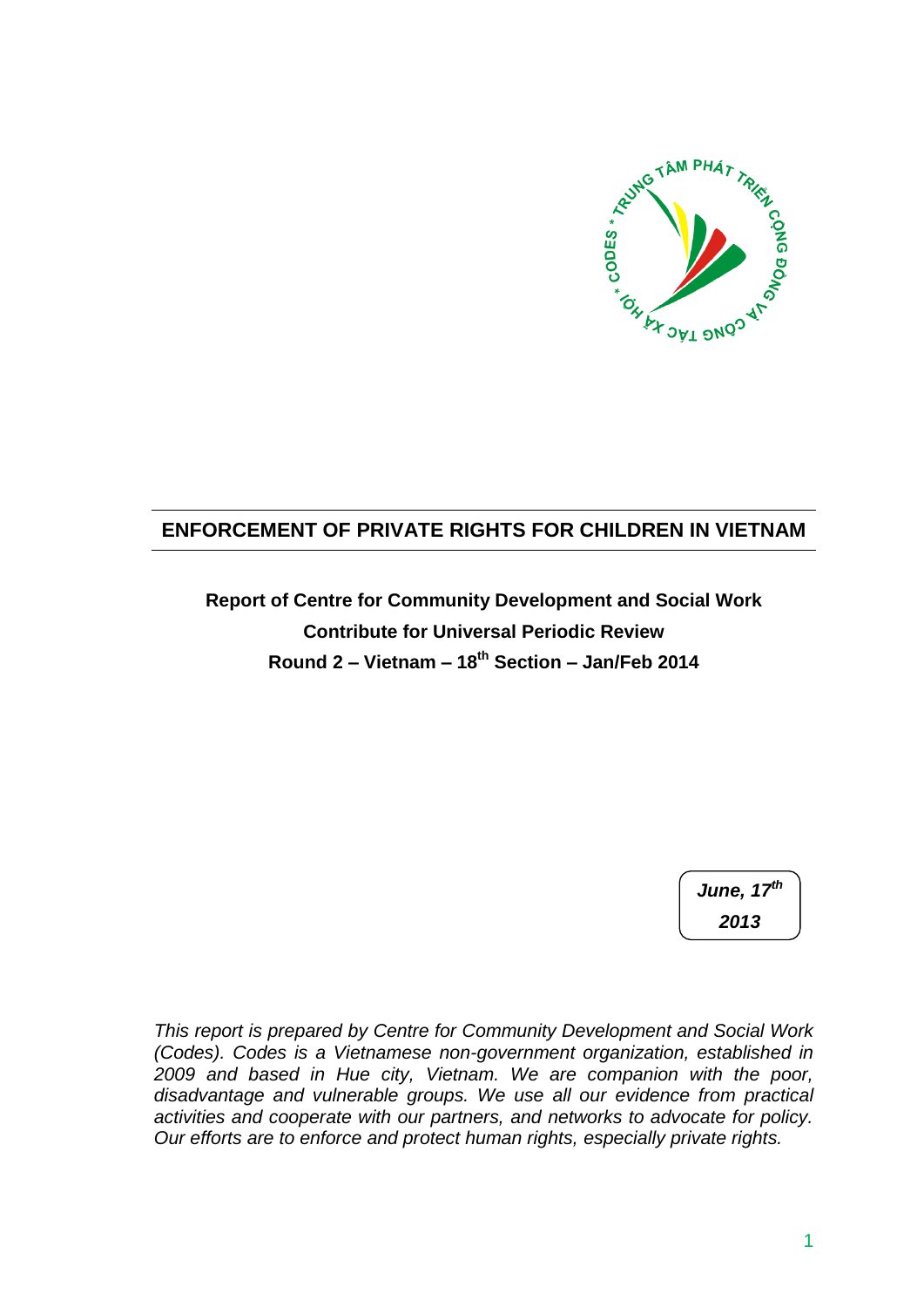# ENFORCEMENT OF PRIVATE RIGHTS FOR CHILDREN IN VIETNAM

**Report of Centre for Community Development and Social Work**
**Contribute for Universal Periodic Review**
**Round 2 – Vietnam – 18th Section – Jan/Feb 2014**

***June, 17th 2013***

*This report is prepared by Centre for Community Development and Social Work (Codes). Codes is a Vietnamese non-government organization, established in 2009 and based in Hue city, Vietnam. We are companion with the poor, disadvantage and vulnerable groups. We use all our evidence from practical activities and cooperate with our partners, and networks to advocate for policy. Our efforts are to enforce and protect human rights, especially private rights.*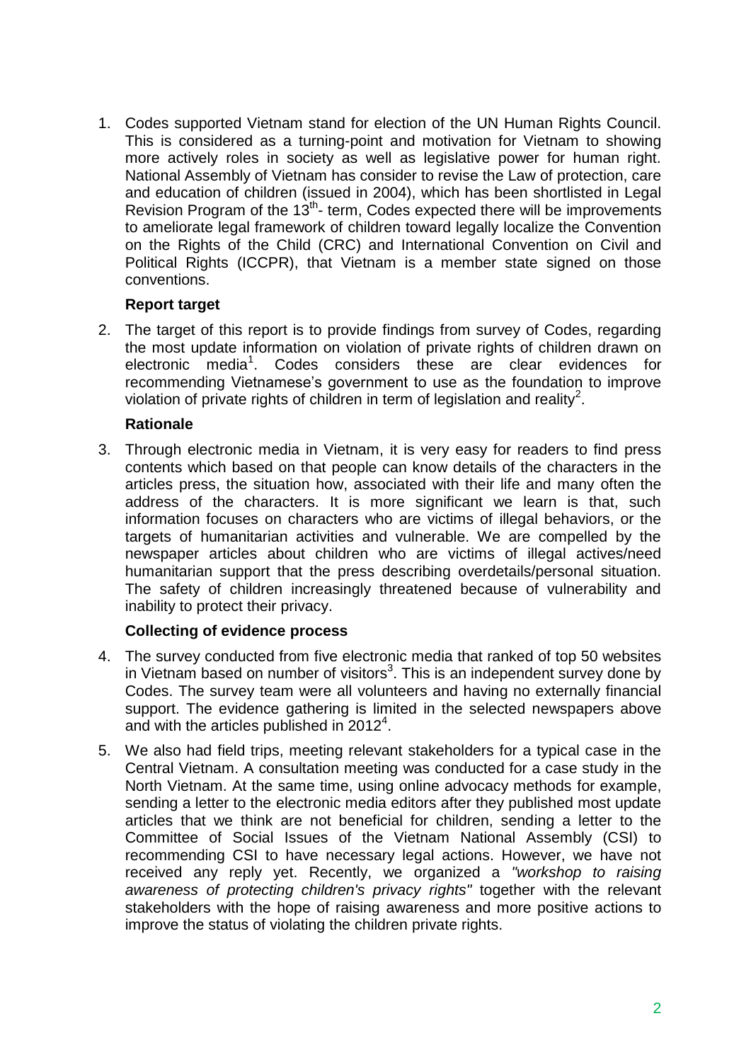1. Codes supported Vietnam stand for election of the UN Human Rights Council. This is considered as a turning-point and motivation for Vietnam to showing more actively roles in society as well as legislative power for human right. National Assembly of Vietnam has consider to revise the Law of protection, care and education of children (issued in 2004), which has been shortlisted in Legal Revision Program of the 13th- term, Codes expected there will be improvements to ameliorate legal framework of children toward legally localize the Convention on the Rights of the Child (CRC) and International Convention on Civil and Political Rights (ICCPR), that Vietnam is a member state signed on those conventions.

**Report target**

2. The target of this report is to provide findings from survey of Codes, regarding the most update information on violation of private rights of children drawn on electronic media[1]. Codes considers these are clear evidences for recommending Vietnamese's government to use as the foundation to improve violation of private rights of children in term of legislation and reality[2].

**Rationale**

3. Through electronic media in Vietnam, it is very easy for readers to find press contents which based on that people can know details of the characters in the articles press, the situation how, associated with their life and many often the address of the characters. It is more significant we learn is that, such information focuses on characters who are victims of illegal behaviors, or the targets of humanitarian activities and vulnerable. We are compelled by the newspaper articles about children who are victims of illegal actives/need humanitarian support that the press describing overdetails/personal situation. The safety of children increasingly threatened because of vulnerability and inability to protect their privacy.

**Collecting of evidence process**

4. The survey conducted from five electronic media that ranked of top 50 websites in Vietnam based on number of visitors[3]. This is an independent survey done by Codes. The survey team were all volunteers and having no externally financial support. The evidence gathering is limited in the selected newspapers above and with the articles published in 2012[4].

5. We also had field trips, meeting relevant stakeholders for a typical case in the Central Vietnam. A consultation meeting was conducted for a case study in the North Vietnam. At the same time, using online advocacy methods for example, sending a letter to the electronic media editors after they published most update articles that we think are not beneficial for children, sending a letter to the Committee of Social Issues of the Vietnam National Assembly (CSI) to recommending CSI to have necessary legal actions. However, we have not received any reply yet. Recently, we organized a *"workshop to raising awareness of protecting children's privacy rights"* together with the relevant stakeholders with the hope of raising awareness and more positive actions to improve the status of violating the children private rights.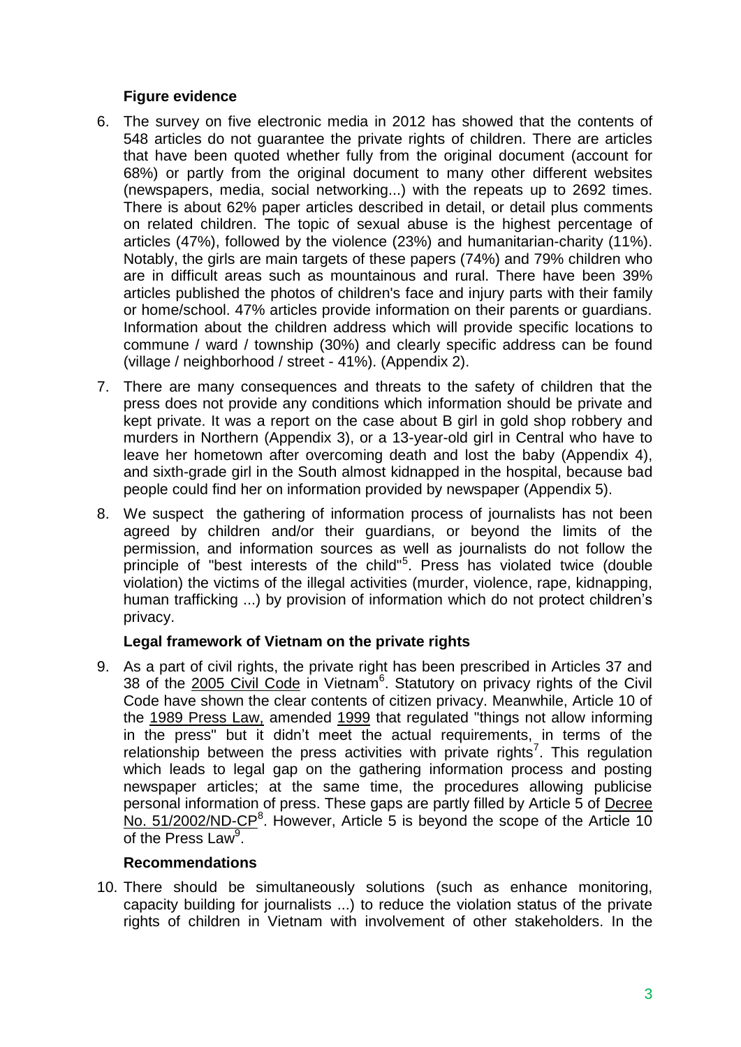### Figure evidence

6. The survey on five electronic media in 2012 has showed that the contents of 548 articles do not guarantee the private rights of children. There are articles that have been quoted whether fully from the original document (account for 68%) or partly from the original document to many other different websites (newspapers, media, social networking...) with the repeats up to 2692 times. There is about 62% paper articles described in detail, or detail plus comments on related children. The topic of sexual abuse is the highest percentage of articles (47%), followed by the violence (23%) and humanitarian-charity (11%). Notably, the girls are main targets of these papers (74%) and 79% children who are in difficult areas such as mountainous and rural. There have been 39% articles published the photos of children's face and injury parts with their family or home/school. 47% articles provide information on their parents or guardians. Information about the children address which will provide specific locations to commune / ward / township (30%) and clearly specific address can be found (village / neighborhood / street - 41%). (Appendix 2).

7. There are many consequences and threats to the safety of children that the press does not provide any conditions which information should be private and kept private. It was a report on the case about B girl in gold shop robbery and murders in Northern (Appendix 3), or a 13-year-old girl in Central who have to leave her hometown after overcoming death and lost the baby (Appendix 4), and sixth-grade girl in the South almost kidnapped in the hospital, because bad people could find her on information provided by newspaper (Appendix 5).

8. We suspect the gathering of information process of journalists has not been agreed by children and/or their guardians, or beyond the limits of the permission, and information sources as well as journalists do not follow the principle of "best interests of the child"[5]. Press has violated twice (double violation) the victims of the illegal activities (murder, violence, rape, kidnapping, human trafficking ...) by provision of information which do not protect children's privacy.

### Legal framework of Vietnam on the private rights

9. As a part of civil rights, the private right has been prescribed in Articles 37 and 38 of the 2005 Civil Code in Vietnam[6]. Statutory on privacy rights of the Civil Code have shown the clear contents of citizen privacy. Meanwhile, Article 10 of the 1989 Press Law, amended 1999 that regulated "things not allow informing in the press" but it didn't meet the actual requirements, in terms of the relationship between the press activities with private rights[7]. This regulation which leads to legal gap on the gathering information process and posting newspaper articles; at the same time, the procedures allowing publicise personal information of press. These gaps are partly filled by Article 5 of Decree No. 51/2002/ND-CP[8]. However, Article 5 is beyond the scope of the Article 10 of the Press Law[9].

### Recommendations

10. There should be simultaneously solutions (such as enhance monitoring, capacity building for journalists ...) to reduce the violation status of the private rights of children in Vietnam with involvement of other stakeholders. In the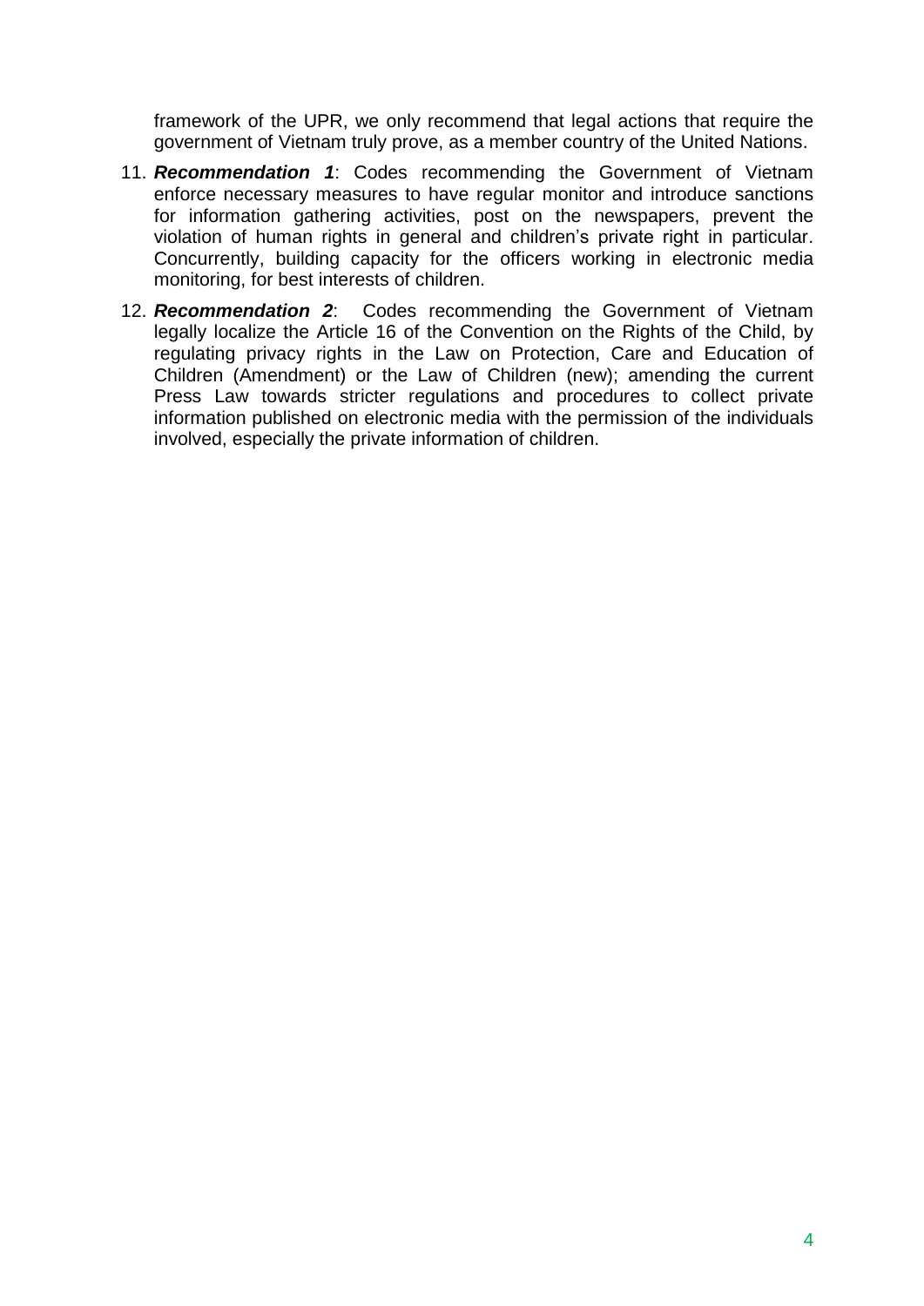framework of the UPR, we only recommend that legal actions that require the government of Vietnam truly prove, as a member country of the United Nations.

11. ***Recommendation 1***: Codes recommending the Government of Vietnam enforce necessary measures to have regular monitor and introduce sanctions for information gathering activities, post on the newspapers, prevent the violation of human rights in general and children's private right in particular. Concurrently, building capacity for the officers working in electronic media monitoring, for best interests of children.

12. ***Recommendation 2***: Codes recommending the Government of Vietnam legally localize the Article 16 of the Convention on the Rights of the Child, by regulating privacy rights in the Law on Protection, Care and Education of Children (Amendment) or the Law of Children (new); amending the current Press Law towards stricter regulations and procedures to collect private information published on electronic media with the permission of the individuals involved, especially the private information of children.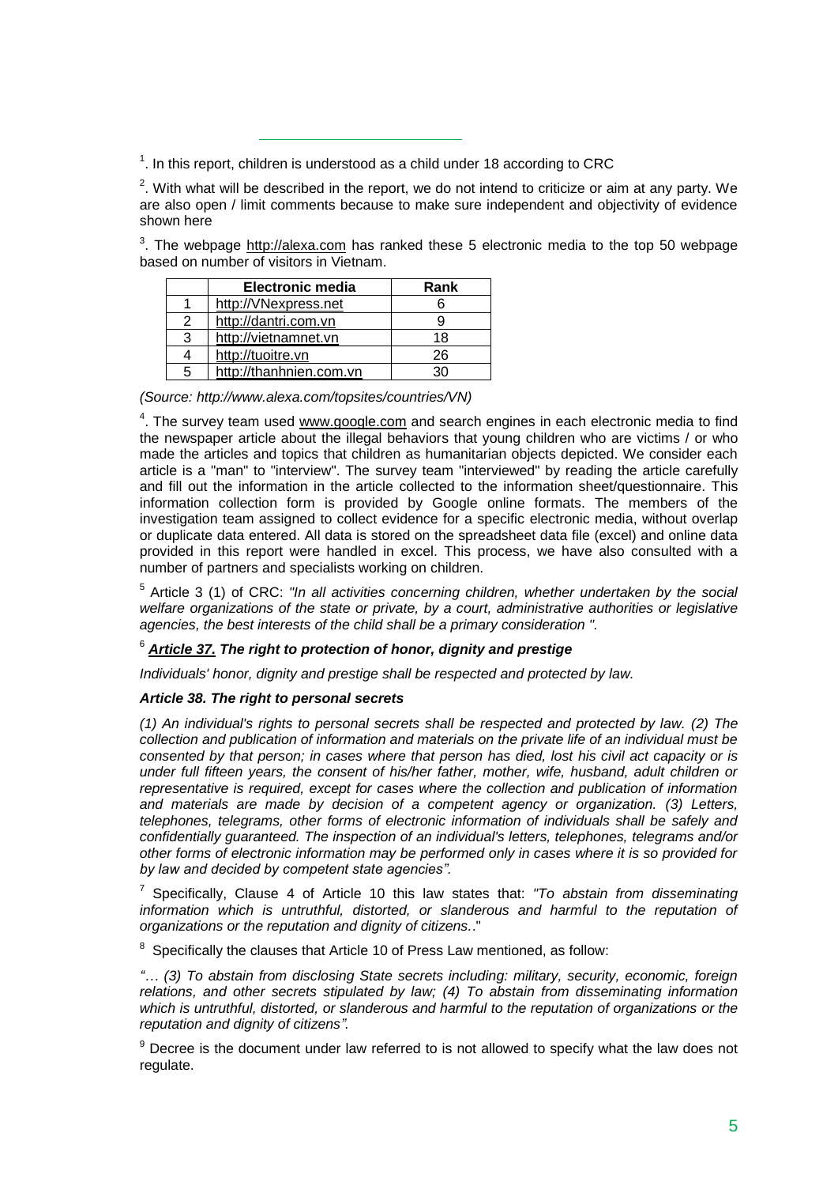[1]. In this report, children is understood as a child under 18 according to CRC

[2]. With what will be described in the report, we do not intend to criticize or aim at any party. We are also open / limit comments because to make sure independent and objectivity of evidence shown here

[3]. The webpage http://alexa.com has ranked these 5 electronic media to the top 50 webpage based on number of visitors in Vietnam.

| | Electronic media | Rank |
|---|---|---|
| 1 | http://VNexpress.net | 6 |
| 2 | http://dantri.com.vn | 9 |
| 3 | http://vietnamnet.vn | 18 |
| 4 | http://tuoitre.vn | 26 |
| 5 | http://thanhnien.com.vn | 30 |

*(Source: http://www.alexa.com/topsites/countries/VN)*

[4]. The survey team used www.google.com and search engines in each electronic media to find the newspaper article about the illegal behaviors that young children who are victims / or who made the articles and topics that children as humanitarian objects depicted. We consider each article is a "man" to "interview". The survey team "interviewed" by reading the article carefully and fill out the information in the article collected to the information sheet/questionnaire. This information collection form is provided by Google online formats. The members of the investigation team assigned to collect evidence for a specific electronic media, without overlap or duplicate data entered. All data is stored on the spreadsheet data file (excel) and online data provided in this report were handled in excel. This process, we have also consulted with a number of partners and specialists working on children.

[5] Article 3 (1) of CRC: *"In all activities concerning children, whether undertaken by the social welfare organizations of the state or private, by a court, administrative authorities or legislative agencies, the best interests of the child shall be a primary consideration ".*

[6] ***Article 37.*** ***The right to protection of honor, dignity and prestige***

*Individuals' honor, dignity and prestige shall be respected and protected by law.*

***Article 38. The right to personal secrets***

*(1) An individual's rights to personal secrets shall be respected and protected by law. (2) The collection and publication of information and materials on the private life of an individual must be consented by that person; in cases where that person has died, lost his civil act capacity or is under full fifteen years, the consent of his/her father, mother, wife, husband, adult children or representative is required, except for cases where the collection and publication of information and materials are made by decision of a competent agency or organization. (3) Letters, telephones, telegrams, other forms of electronic information of individuals shall be safely and confidentially guaranteed. The inspection of an individual's letters, telephones, telegrams and/or other forms of electronic information may be performed only in cases where it is so provided for by law and decided by competent state agencies".*

[7] Specifically, Clause 4 of Article 10 this law states that: *"To abstain from disseminating information which is untruthful, distorted, or slanderous and harmful to the reputation of organizations or the reputation and dignity of citizens..*"

[8] Specifically the clauses that Article 10 of Press Law mentioned, as follow:

*"… (3) To abstain from disclosing State secrets including: military, security, economic, foreign relations, and other secrets stipulated by law; (4) To abstain from disseminating information which is untruthful, distorted, or slanderous and harmful to the reputation of organizations or the reputation and dignity of citizens".*

[9] Decree is the document under law referred to is not allowed to specify what the law does not regulate.